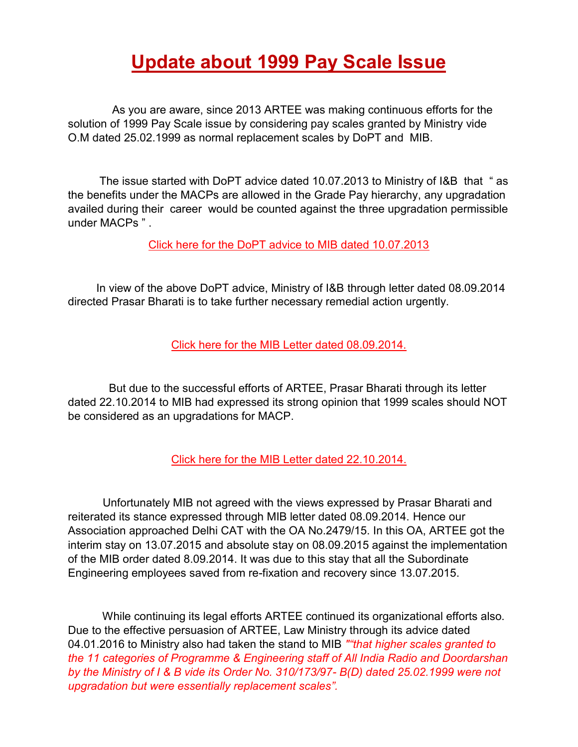# Update about 1999 Pay Scale Issue

As you are aware, since 2013 ARTEE was making continuous efforts for the solution of 1999 Pay Scale issue by considering pay scales granted by Ministry vide O.M dated 25.02.1999 as normal replacement scales by DoPT and MIB.

The issue started with DoPT advice dated 10.07.2013 to Ministry of I&B that " as the benefits under the MACPs are allowed in the Grade Pay hierarchy, any upgradation availed during their career would be counted against the three upgradation permissible under MACPs " .

Click here for the DoPT advice to MIB dated 10.07.2013

In view of the above DoPT advice, Ministry of I&B through letter dated 08.09.2014 directed Prasar Bharati is to take further necessary remedial action urgently.

Click here for the MIB Letter dated 08.09.2014.

But due to the successful efforts of ARTEE, Prasar Bharati through its letter dated 22.10.2014 to MIB had expressed its strong opinion that 1999 scales should NOT be considered as an upgradations for MACP.

Click here for the MIB Letter dated 22.10.2014.

Unfortunately MIB not agreed with the views expressed by Prasar Bharati and reiterated its stance expressed through MIB letter dated 08.09.2014. Hence our Association approached Delhi CAT with the OA No.2479/15. In this OA, ARTEE got the interim stay on 13.07.2015 and absolute stay on 08.09.2015 against the implementation of the MIB order dated 8.09.2014. It was due to this stay that all the Subordinate Engineering employees saved from re-fixation and recovery since 13.07.2015.

While continuing its legal efforts ARTEE continued its organizational efforts also. Due to the effective persuasion of ARTEE, Law Ministry through its advice dated 04.01.2016 to Ministry also had taken the stand to MIB *""that higher scales granted to the 11 categories of Programme & Engineering staff of All India Radio and Doordarshan by the Ministry of I & B vide its Order No. 310/173/97- B(D) dated 25.02.1999 were not upgradation but were essentially replacement scales".*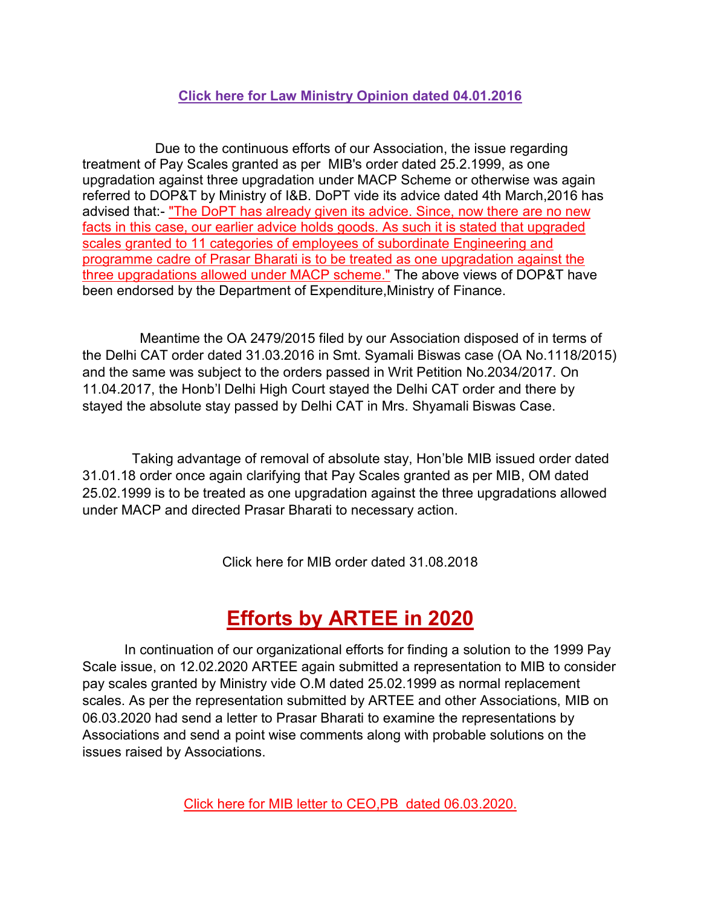Click here for Law Ministry Opinion dated 04.01.2016

Due to the continuous efforts of our Association, the issue regarding treatment of Pay Scales granted as per MIB's order dated 25.2.1999, as one upgradation against three upgradation under MACP Scheme or otherwise was again referred to DOP&T by Ministry of I&B. DoPT vide its advice dated 4th March,2016 has advised that:- "The DoPT has already given its advice. Since, now there are no new facts in this case, our earlier advice holds goods. As such it is stated that upgraded scales granted to 11 categories of employees of subordinate Engineering and programme cadre of Prasar Bharati is to be treated as one upgradation against the three upgradations allowed under MACP scheme." The above views of DOP&T have been endorsed by the Department of Expenditure,Ministry of Finance.

Meantime the OA 2479/2015 filed by our Association disposed of in terms of the Delhi CAT order dated 31.03.2016 in Smt. Syamali Biswas case (OA No.1118/2015) and the same was subject to the orders passed in Writ Petition No.2034/2017. On 11.04.2017, the Honb'l Delhi High Court stayed the Delhi CAT order and there by stayed the absolute stay passed by Delhi CAT in Mrs. Shyamali Biswas Case.

Taking advantage of removal of absolute stay, Hon'ble MIB issued order dated 31.01.18 order once again clarifying that Pay Scales granted as per MIB, OM dated 25.02.1999 is to be treated as one upgradation against the three upgradations allowed under MACP and directed Prasar Bharati to necessary action.

Click here for MIB order dated 31.08.2018

# Efforts by ARTEE in 2020

In continuation of our organizational efforts for finding a solution to the 1999 Pay Scale issue, on 12.02.2020 ARTEE again submitted a representation to MIB to consider pay scales granted by Ministry vide O.M dated 25.02.1999 as normal replacement scales. As per the representation submitted by ARTEE and other Associations, MIB on 06.03.2020 had send a letter to Prasar Bharati to examine the representations by Associations and send a point wise comments along with probable solutions on the issues raised by Associations.

Click here for MIB letter to CEO,PB dated 06.03.2020.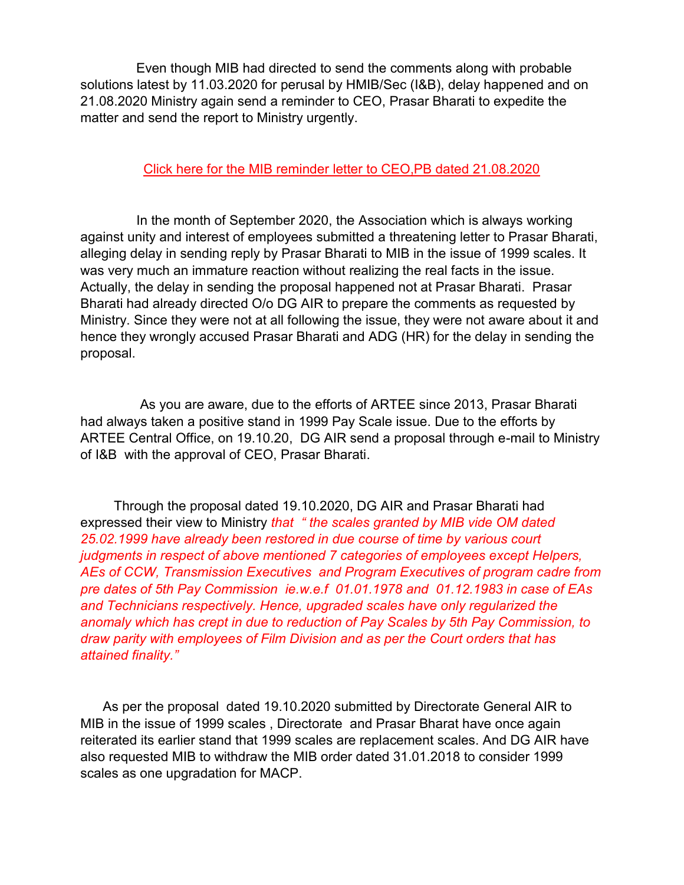Even though MIB had directed to send the comments along with probable solutions latest by 11.03.2020 for perusal by HMIB/Sec (I&B), delay happened and on 21.08.2020 Ministry again send a reminder to CEO, Prasar Bharati to expedite the matter and send the report to Ministry urgently.

Click here for the MIB reminder letter to CEO,PB dated 21.08.2020

In the month of September 2020, the Association which is always working against unity and interest of employees submitted a threatening letter to Prasar Bharati, alleging delay in sending reply by Prasar Bharati to MIB in the issue of 1999 scales. It was very much an immature reaction without realizing the real facts in the issue. Actually, the delay in sending the proposal happened not at Prasar Bharati. Prasar Bharati had already directed O/o DG AIR to prepare the comments as requested by Ministry. Since they were not at all following the issue, they were not aware about it and hence they wrongly accused Prasar Bharati and ADG (HR) for the delay in sending the proposal.

As you are aware, due to the efforts of ARTEE since 2013, Prasar Bharati had always taken a positive stand in 1999 Pay Scale issue. Due to the efforts by ARTEE Central Office, on 19.10.20, DG AIR send a proposal through e-mail to Ministry of I&B with the approval of CEO, Prasar Bharati.

Through the proposal dated 19.10.2020, DG AIR and Prasar Bharati had expressed their view to Ministry *that " the scales granted by MIB vide OM dated 25.02.1999 have already been restored in due course of time by various court judgments in respect of above mentioned 7 categories of employees except Helpers, AEs of CCW, Transmission Executives and Program Executives of program cadre from pre dates of 5th Pay Commission ie.w.e.f 01.01.1978 and 01.12.1983 in case of EAs and Technicians respectively. Hence, upgraded scales have only regularized the anomaly which has crept in due to reduction of Pay Scales by 5th Pay Commission, to draw parity with employees of Film Division and as per the Court orders that has attained finality."*

As per the proposal dated 19.10.2020 submitted by Directorate General AIR to MIB in the issue of 1999 scales , Directorate and Prasar Bharat have once again reiterated its earlier stand that 1999 scales are replacement scales. And DG AIR have also requested MIB to withdraw the MIB order dated 31.01.2018 to consider 1999 scales as one upgradation for MACP.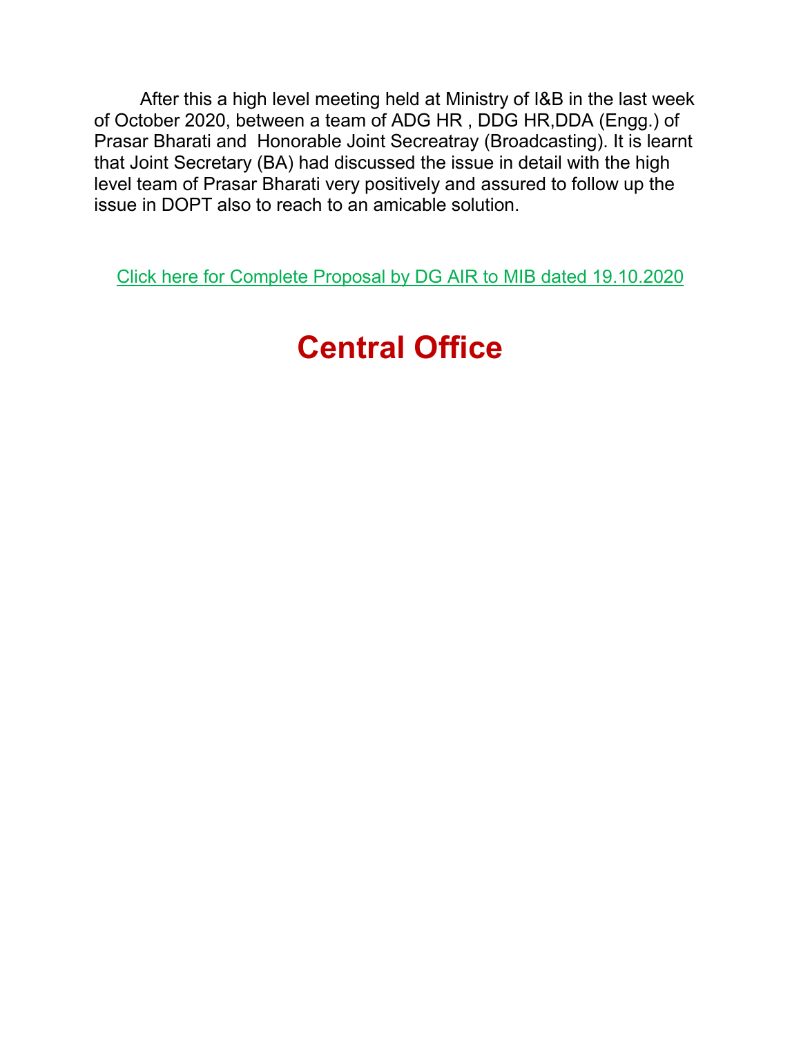After this a high level meeting held at Ministry of I&B in the last week of October 2020, between a team of ADG HR , DDG HR,DDA (Engg.) of Prasar Bharati and Honorable Joint Secreatray (Broadcasting). It is learnt that Joint Secretary (BA) had discussed the issue in detail with the high level team of Prasar Bharati very positively and assured to follow up the issue in DOPT also to reach to an amicable solution.

Click here for Complete Proposal by DG AIR to MIB dated 19.10.2020

# Central Office